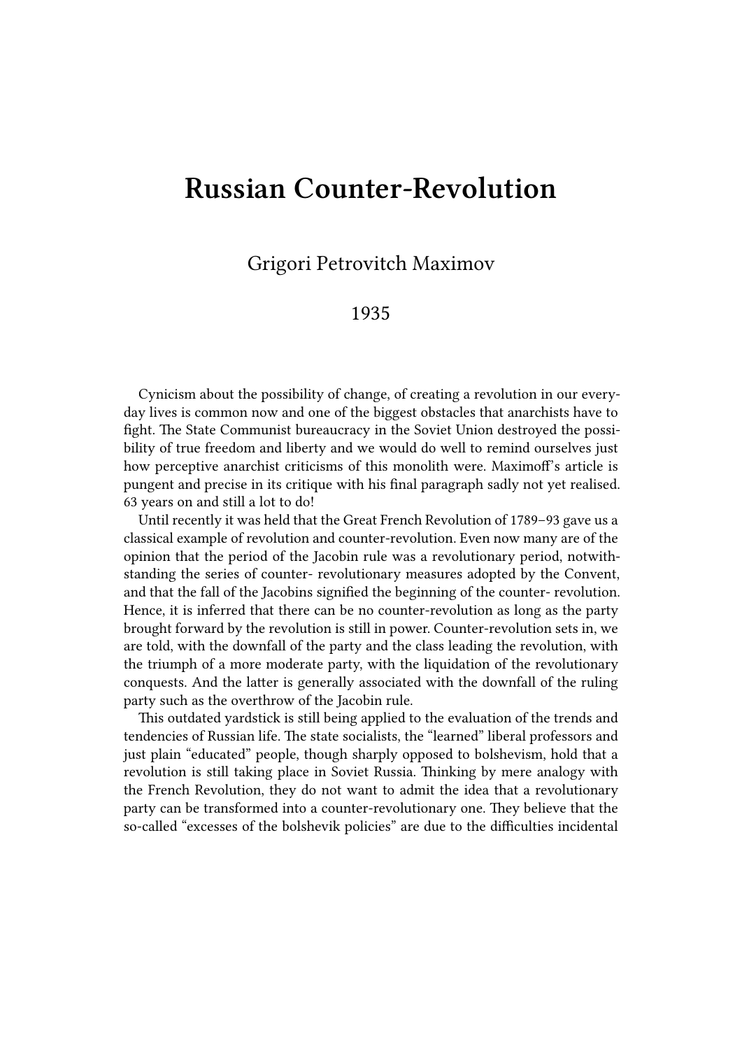# Russian Counter-Revolution

Grigori Petrovitch Maximov

1935

Cynicism about the possibility of change, of creating a revolution in our everyday lives is common now and one of the biggest obstacles that anarchists have to fight. The State Communist bureaucracy in the Soviet Union destroyed the possibility of true freedom and liberty and we would do well to remind ourselves just how perceptive anarchist criticisms of this monolith were. Maximoff's article is pungent and precise in its critique with his final paragraph sadly not yet realised. 63 years on and still a lot to do!

Until recently it was held that the Great French Revolution of 1789–93 gave us a classical example of revolution and counter-revolution. Even now many are of the opinion that the period of the Jacobin rule was a revolutionary period, notwithstanding the series of counter- revolutionary measures adopted by the Convent, and that the fall of the Jacobins signified the beginning of the counter- revolution. Hence, it is inferred that there can be no counter-revolution as long as the party brought forward by the revolution is still in power. Counter-revolution sets in, we are told, with the downfall of the party and the class leading the revolution, with the triumph of a more moderate party, with the liquidation of the revolutionary conquests. And the latter is generally associated with the downfall of the ruling party such as the overthrow of the Jacobin rule.

This outdated yardstick is still being applied to the evaluation of the trends and tendencies of Russian life. The state socialists, the "learned" liberal professors and just plain "educated" people, though sharply opposed to bolshevism, hold that a revolution is still taking place in Soviet Russia. Thinking by mere analogy with the French Revolution, they do not want to admit the idea that a revolutionary party can be transformed into a counter-revolutionary one. They believe that the so-called "excesses of the bolshevik policies" are due to the difficulties incidental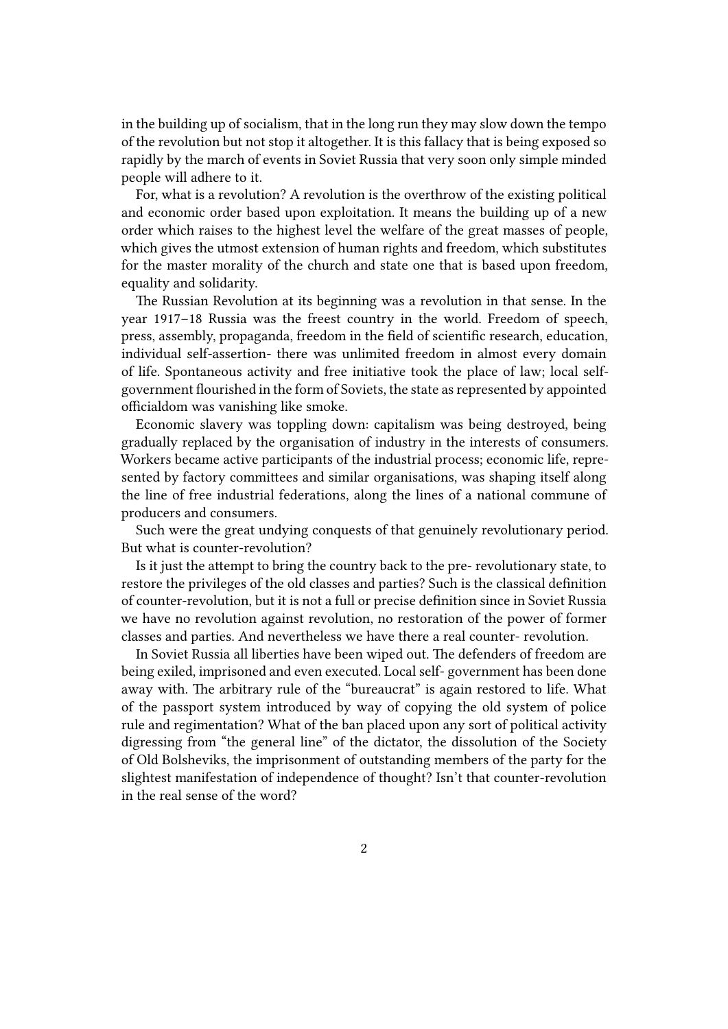in the building up of socialism, that in the long run they may slow down the tempo of the revolution but not stop it altogether. It is this fallacy that is being exposed so rapidly by the march of events in Soviet Russia that very soon only simple minded people will adhere to it.

For, what is a revolution? A revolution is the overthrow of the existing political and economic order based upon exploitation. It means the building up of a new order which raises to the highest level the welfare of the great masses of people, which gives the utmost extension of human rights and freedom, which substitutes for the master morality of the church and state one that is based upon freedom, equality and solidarity.

The Russian Revolution at its beginning was a revolution in that sense. In the year 1917–18 Russia was the freest country in the world. Freedom of speech, press, assembly, propaganda, freedom in the field of scientific research, education, individual self-assertion- there was unlimited freedom in almost every domain of life. Spontaneous activity and free initiative took the place of law; local self-government flourished in the form of Soviets, the state as represented by appointed officialdom was vanishing like smoke.

Economic slavery was toppling down: capitalism was being destroyed, being gradually replaced by the organisation of industry in the interests of consumers. Workers became active participants of the industrial process; economic life, represented by factory committees and similar organisations, was shaping itself along the line of free industrial federations, along the lines of a national commune of producers and consumers.

Such were the great undying conquests of that genuinely revolutionary period. But what is counter-revolution?

Is it just the attempt to bring the country back to the pre- revolutionary state, to restore the privileges of the old classes and parties? Such is the classical definition of counter-revolution, but it is not a full or precise definition since in Soviet Russia we have no revolution against revolution, no restoration of the power of former classes and parties. And nevertheless we have there a real counter- revolution.

In Soviet Russia all liberties have been wiped out. The defenders of freedom are being exiled, imprisoned and even executed. Local self- government has been done away with. The arbitrary rule of the "bureaucrat" is again restored to life. What of the passport system introduced by way of copying the old system of police rule and regimentation? What of the ban placed upon any sort of political activity digressing from "the general line" of the dictator, the dissolution of the Society of Old Bolsheviks, the imprisonment of outstanding members of the party for the slightest manifestation of independence of thought? Isn't that counter-revolution in the real sense of the word?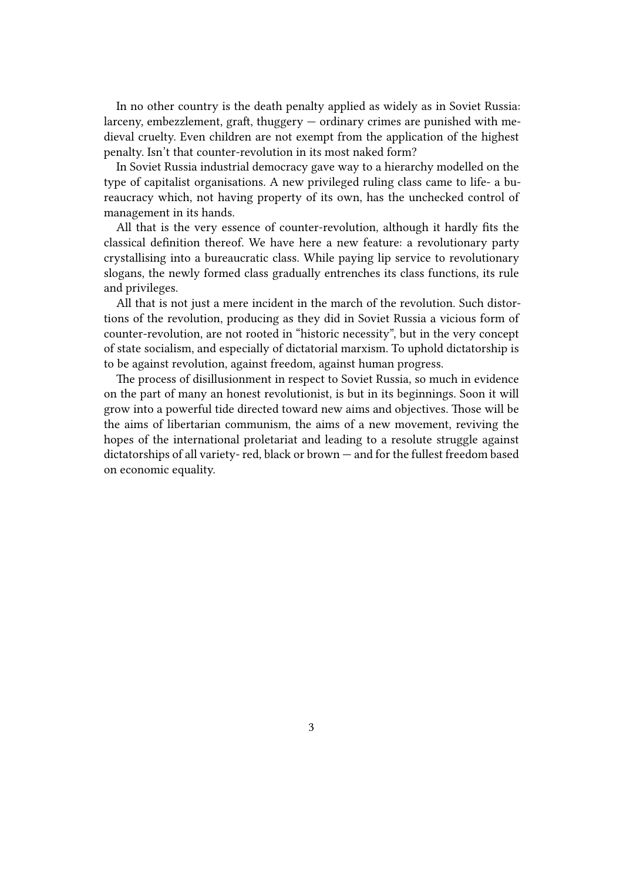In no other country is the death penalty applied as widely as in Soviet Russia: larceny, embezzlement, graft, thuggery — ordinary crimes are punished with medieval cruelty. Even children are not exempt from the application of the highest penalty. Isn't that counter-revolution in its most naked form?

In Soviet Russia industrial democracy gave way to a hierarchy modelled on the type of capitalist organisations. A new privileged ruling class came to life- a bureaucracy which, not having property of its own, has the unchecked control of management in its hands.

All that is the very essence of counter-revolution, although it hardly fits the classical definition thereof. We have here a new feature: a revolutionary party crystallising into a bureaucratic class. While paying lip service to revolutionary slogans, the newly formed class gradually entrenches its class functions, its rule and privileges.

All that is not just a mere incident in the march of the revolution. Such distortions of the revolution, producing as they did in Soviet Russia a vicious form of counter-revolution, are not rooted in "historic necessity", but in the very concept of state socialism, and especially of dictatorial marxism. To uphold dictatorship is to be against revolution, against freedom, against human progress.

The process of disillusionment in respect to Soviet Russia, so much in evidence on the part of many an honest revolutionist, is but in its beginnings. Soon it will grow into a powerful tide directed toward new aims and objectives. Those will be the aims of libertarian communism, the aims of a new movement, reviving the hopes of the international proletariat and leading to a resolute struggle against dictatorships of all variety- red, black or brown — and for the fullest freedom based on economic equality.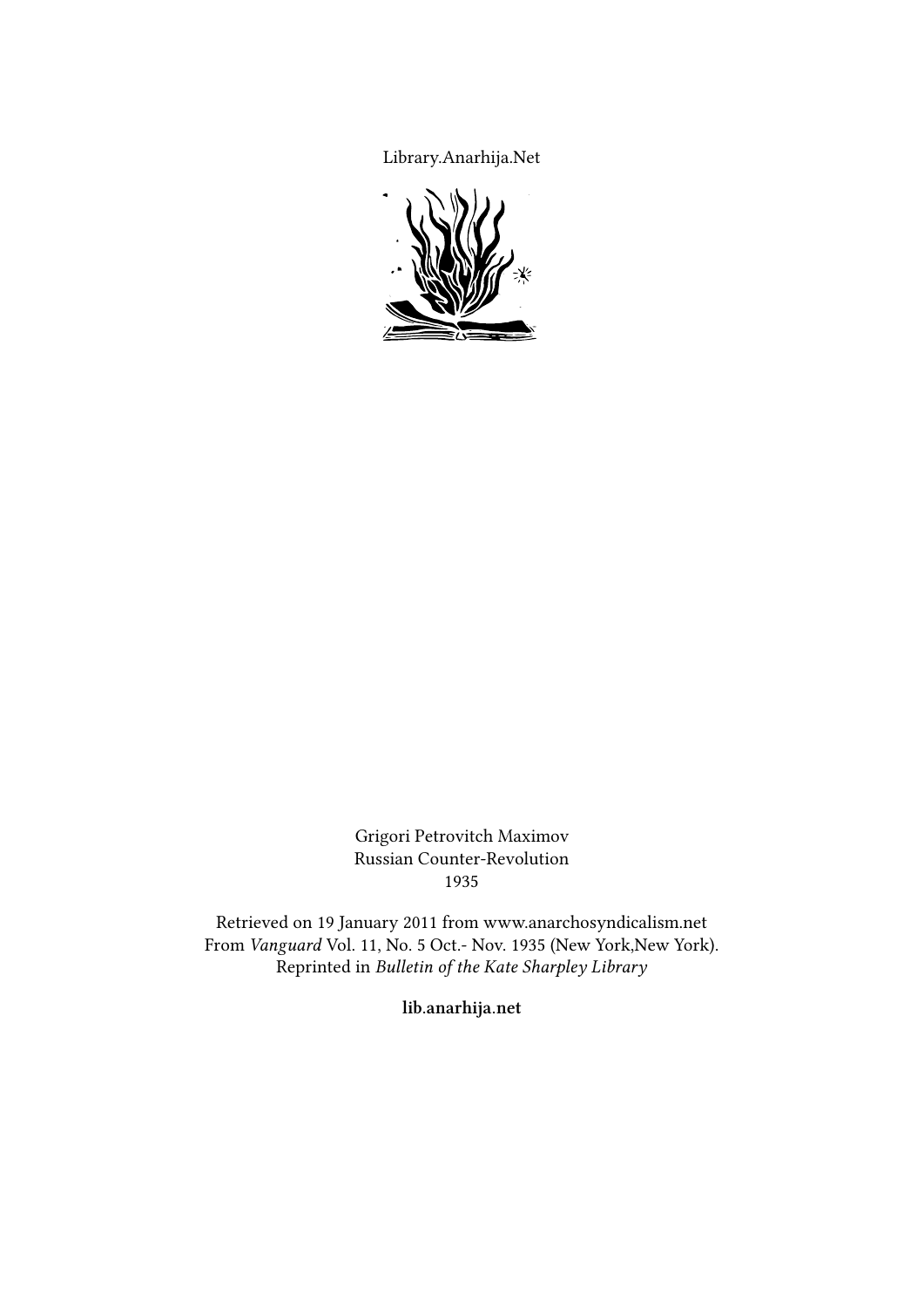Library.Anarhija.Net

Grigori Petrovitch Maximov
Russian Counter-Revolution
1935

Retrieved on 19 January 2011 from www.anarchosyndicalism.net
From *Vanguard* Vol. 11, No. 5 Oct.- Nov. 1935 (New York,New York).
Reprinted in *Bulletin of the Kate Sharpley Library*

**lib.anarhija.net**